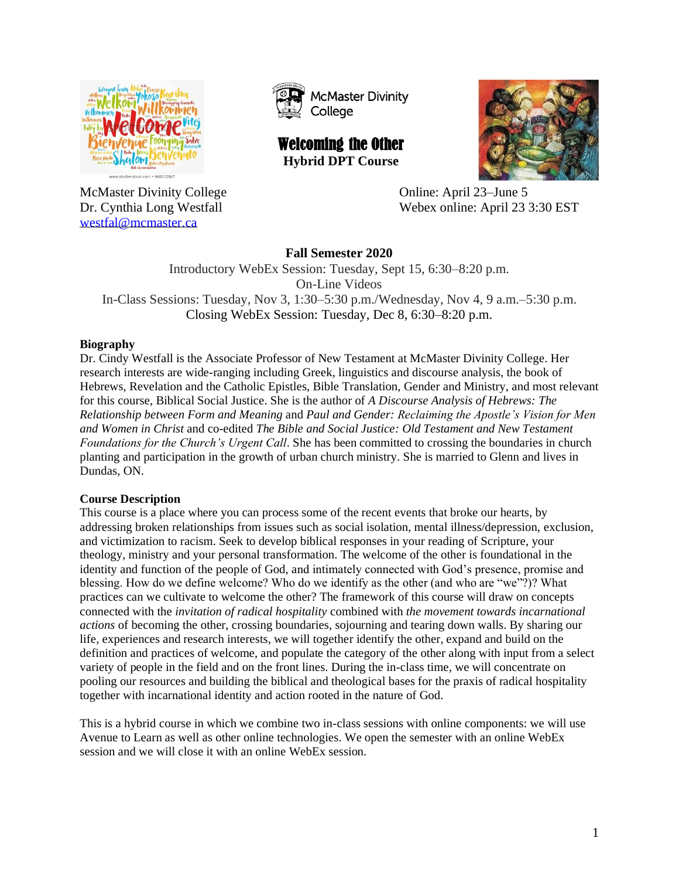McMaster Divinity College

# Welcoming the Other

**Hybrid DPT Course**

McMaster Divinity College
Dr. Cynthia Long Westfall
westfal@mcmaster.ca

Online: April 23–June 5
Webex online: April 23 3:30 EST

**Fall Semester 2020**

Introductory WebEx Session: Tuesday, Sept 15, 6:30–8:20 p.m.
On-Line Videos
In-Class Sessions: Tuesday, Nov 3, 1:30–5:30 p.m./Wednesday, Nov 4, 9 a.m.–5:30 p.m.
Closing WebEx Session: Tuesday, Dec 8, 6:30–8:20 p.m.

## Biography

Dr. Cindy Westfall is the Associate Professor of New Testament at McMaster Divinity College. Her research interests are wide-ranging including Greek, linguistics and discourse analysis, the book of Hebrews, Revelation and the Catholic Epistles, Bible Translation, Gender and Ministry, and most relevant for this course, Biblical Social Justice. She is the author of *A Discourse Analysis of Hebrews: The Relationship between Form and Meaning* and *Paul and Gender: Reclaiming the Apostle's Vision for Men and Women in Christ* and co-edited *The Bible and Social Justice: Old Testament and New Testament Foundations for the Church's Urgent Call*. She has been committed to crossing the boundaries in church planting and participation in the growth of urban church ministry. She is married to Glenn and lives in Dundas, ON.

## Course Description

This course is a place where you can process some of the recent events that broke our hearts, by addressing broken relationships from issues such as social isolation, mental illness/depression, exclusion, and victimization to racism. Seek to develop biblical responses in your reading of Scripture, your theology, ministry and your personal transformation. The welcome of the other is foundational in the identity and function of the people of God, and intimately connected with God's presence, promise and blessing. How do we define welcome? Who do we identify as the other (and who are "we"?)? What practices can we cultivate to welcome the other? The framework of this course will draw on concepts connected with the *invitation of radical hospitality* combined with *the movement towards incarnational actions* of becoming the other, crossing boundaries, sojourning and tearing down walls. By sharing our life, experiences and research interests, we will together identify the other, expand and build on the definition and practices of welcome, and populate the category of the other along with input from a select variety of people in the field and on the front lines. During the in-class time, we will concentrate on pooling our resources and building the biblical and theological bases for the praxis of radical hospitality together with incarnational identity and action rooted in the nature of God.

This is a hybrid course in which we combine two in-class sessions with online components: we will use Avenue to Learn as well as other online technologies. We open the semester with an online WebEx session and we will close it with an online WebEx session.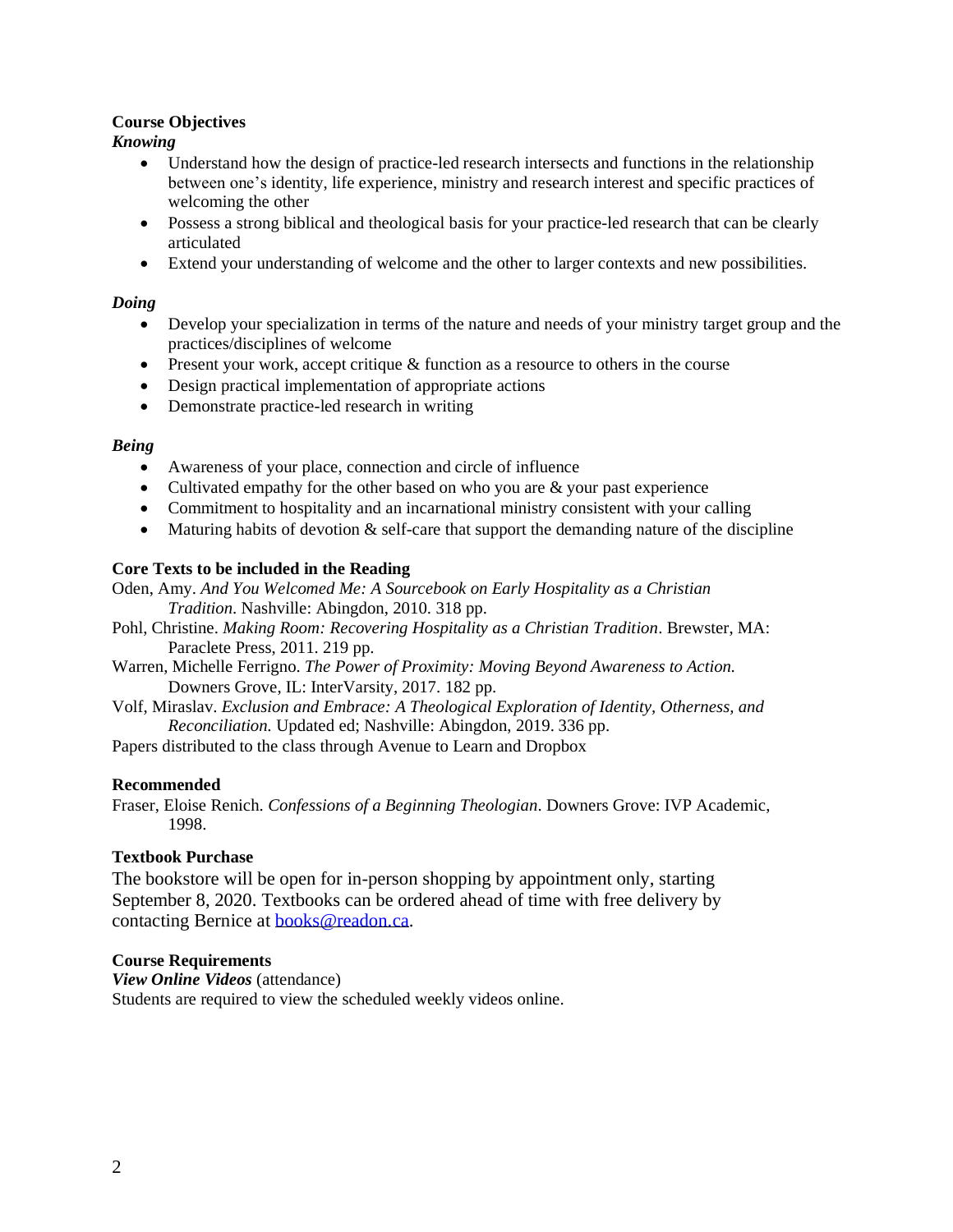**Course Objectives**

***Knowing***

- Understand how the design of practice-led research intersects and functions in the relationship between one's identity, life experience, ministry and research interest and specific practices of welcoming the other
- Possess a strong biblical and theological basis for your practice-led research that can be clearly articulated
- Extend your understanding of welcome and the other to larger contexts and new possibilities.

***Doing***

- Develop your specialization in terms of the nature and needs of your ministry target group and the practices/disciplines of welcome
- Present your work, accept critique & function as a resource to others in the course
- Design practical implementation of appropriate actions
- Demonstrate practice-led research in writing

***Being***

- Awareness of your place, connection and circle of influence
- Cultivated empathy for the other based on who you are & your past experience
- Commitment to hospitality and an incarnational ministry consistent with your calling
- Maturing habits of devotion & self-care that support the demanding nature of the discipline

**Core Texts to be included in the Reading**

Oden, Amy. *And You Welcomed Me: A Sourcebook on Early Hospitality as a Christian Tradition*. Nashville: Abingdon, 2010. 318 pp.

Pohl, Christine. *Making Room: Recovering Hospitality as a Christian Tradition*. Brewster, MA: Paraclete Press, 2011. 219 pp.

Warren, Michelle Ferrigno. *The Power of Proximity: Moving Beyond Awareness to Action.* Downers Grove, IL: InterVarsity, 2017. 182 pp.

Volf, Miraslav. *Exclusion and Embrace: A Theological Exploration of Identity, Otherness, and Reconciliation.* Updated ed; Nashville: Abingdon, 2019. 336 pp.

Papers distributed to the class through Avenue to Learn and Dropbox

**Recommended**

Fraser, Eloise Renich. *Confessions of a Beginning Theologian*. Downers Grove: IVP Academic, 1998.

**Textbook Purchase**

The bookstore will be open for in-person shopping by appointment only, starting September 8, 2020. Textbooks can be ordered ahead of time with free delivery by contacting Bernice at books@readon.ca.

**Course Requirements**

***View Online Videos*** (attendance)

Students are required to view the scheduled weekly videos online.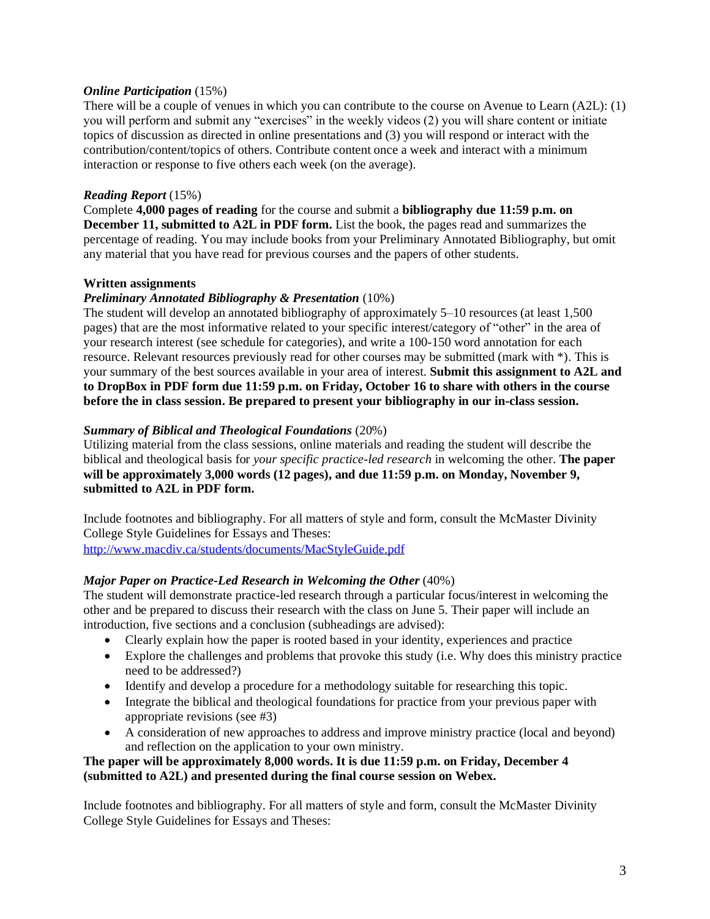***Online Participation*** (15%)
There will be a couple of venues in which you can contribute to the course on Avenue to Learn (A2L): (1) you will perform and submit any "exercises" in the weekly videos (2) you will share content or initiate topics of discussion as directed in online presentations and (3) you will respond or interact with the contribution/content/topics of others. Contribute content once a week and interact with a minimum interaction or response to five others each week (on the average).

***Reading Report*** (15%)
Complete **4,000 pages of reading** for the course and submit a **bibliography due 11:59 p.m. on December 11, submitted to A2L in PDF form.** List the book, the pages read and summarizes the percentage of reading. You may include books from your Preliminary Annotated Bibliography, but omit any material that you have read for previous courses and the papers of other students.

**Written assignments**

***Preliminary Annotated Bibliography & Presentation*** (10%)
The student will develop an annotated bibliography of approximately 5–10 resources (at least 1,500 pages) that are the most informative related to your specific interest/category of "other" in the area of your research interest (see schedule for categories), and write a 100-150 word annotation for each resource. Relevant resources previously read for other courses may be submitted (mark with *). This is your summary of the best sources available in your area of interest. **Submit this assignment to A2L and to DropBox in PDF form due 11:59 p.m. on Friday, October 16 to share with others in the course before the in class session. Be prepared to present your bibliography in our in-class session.**

***Summary of Biblical and Theological Foundations*** (20%)
Utilizing material from the class sessions, online materials and reading the student will describe the biblical and theological basis for *your specific practice-led research* in welcoming the other. **The paper will be approximately 3,000 words (12 pages), and due 11:59 p.m. on Monday, November 9, submitted to A2L in PDF form.**

Include footnotes and bibliography. For all matters of style and form, consult the McMaster Divinity College Style Guidelines for Essays and Theses:
http://www.macdiv.ca/students/documents/MacStyleGuide.pdf

***Major Paper on Practice-Led Research in Welcoming the Other*** (40%)
The student will demonstrate practice-led research through a particular focus/interest in welcoming the other and be prepared to discuss their research with the class on June 5. Their paper will include an introduction, five sections and a conclusion (subheadings are advised):

- Clearly explain how the paper is rooted based in your identity, experiences and practice
- Explore the challenges and problems that provoke this study (i.e. Why does this ministry practice need to be addressed?)
- Identify and develop a procedure for a methodology suitable for researching this topic.
- Integrate the biblical and theological foundations for practice from your previous paper with appropriate revisions (see #3)
- A consideration of new approaches to address and improve ministry practice (local and beyond) and reflection on the application to your own ministry.

**The paper will be approximately 8,000 words. It is due 11:59 p.m. on Friday, December 4 (submitted to A2L) and presented during the final course session on Webex.**

Include footnotes and bibliography. For all matters of style and form, consult the McMaster Divinity College Style Guidelines for Essays and Theses: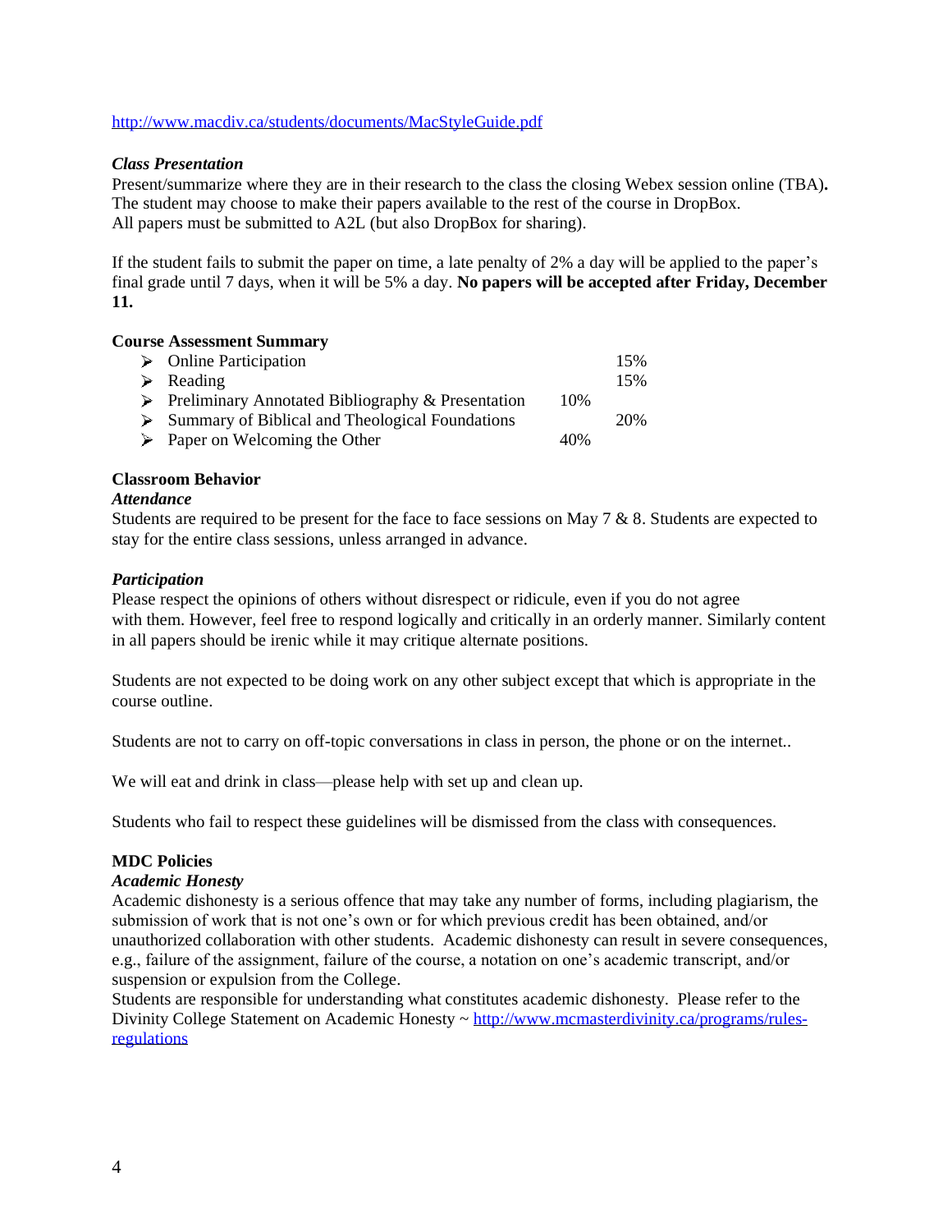http://www.macdiv.ca/students/documents/MacStyleGuide.pdf

***Class Presentation***

Present/summarize where they are in their research to the class the closing Webex session online (TBA)**.** The student may choose to make their papers available to the rest of the course in DropBox. All papers must be submitted to A2L (but also DropBox for sharing).

If the student fails to submit the paper on time, a late penalty of 2% a day will be applied to the paper's final grade until 7 days, when it will be 5% a day. **No papers will be accepted after Friday, December 11.**

**Course Assessment Summary**

| | | |
|---|---|---|
| ➢ Online Participation | | 15% |
| ➢ Reading | | 15% |
| ➢ Preliminary Annotated Bibliography & Presentation | 10% | |
| ➢ Summary of Biblical and Theological Foundations | | 20% |
| ➢ Paper on Welcoming the Other | 40% | |

**Classroom Behavior**

***Attendance***

Students are required to be present for the face to face sessions on May 7 & 8. Students are expected to stay for the entire class sessions, unless arranged in advance.

***Participation***

Please respect the opinions of others without disrespect or ridicule, even if you do not agree with them. However, feel free to respond logically and critically in an orderly manner. Similarly content in all papers should be irenic while it may critique alternate positions.

Students are not expected to be doing work on any other subject except that which is appropriate in the course outline.

Students are not to carry on off-topic conversations in class in person, the phone or on the internet..

We will eat and drink in class—please help with set up and clean up.

Students who fail to respect these guidelines will be dismissed from the class with consequences.

**MDC Policies**

***Academic Honesty***

Academic dishonesty is a serious offence that may take any number of forms, including plagiarism, the submission of work that is not one's own or for which previous credit has been obtained, and/or unauthorized collaboration with other students. Academic dishonesty can result in severe consequences, e.g., failure of the assignment, failure of the course, a notation on one's academic transcript, and/or suspension or expulsion from the College.

Students are responsible for understanding what constitutes academic dishonesty. Please refer to the Divinity College Statement on Academic Honesty ~ http://www.mcmasterdivinity.ca/programs/rules-regulations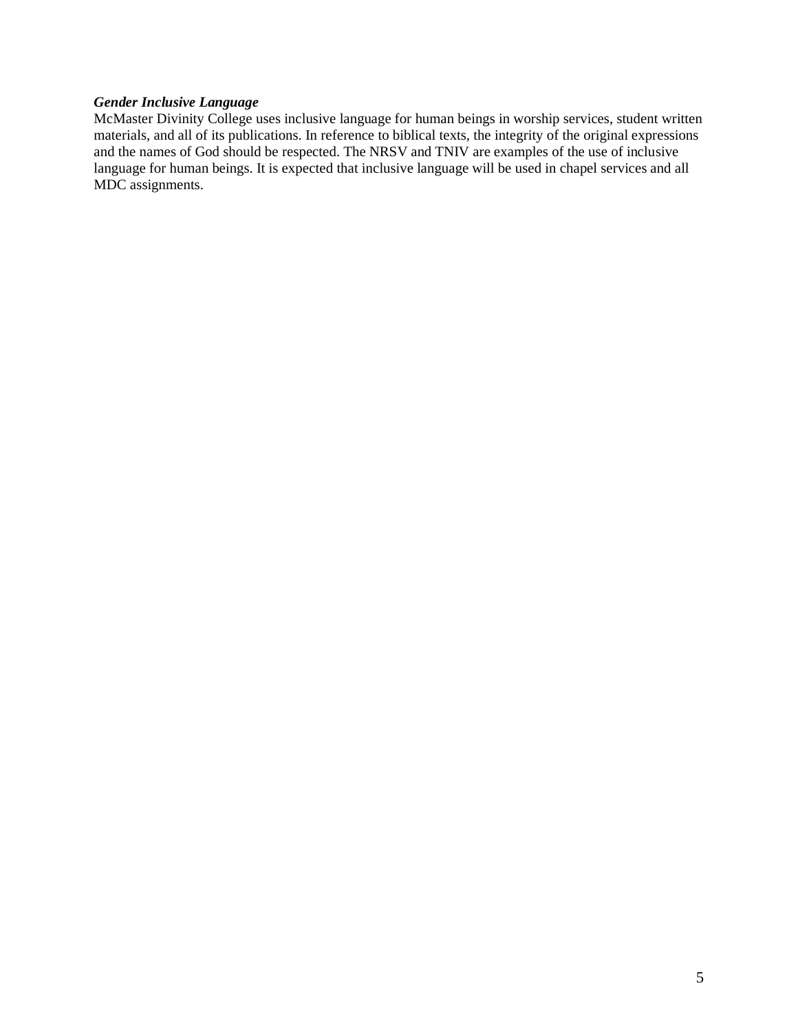***Gender Inclusive Language***

McMaster Divinity College uses inclusive language for human beings in worship services, student written materials, and all of its publications. In reference to biblical texts, the integrity of the original expressions and the names of God should be respected. The NRSV and TNIV are examples of the use of inclusive language for human beings. It is expected that inclusive language will be used in chapel services and all MDC assignments.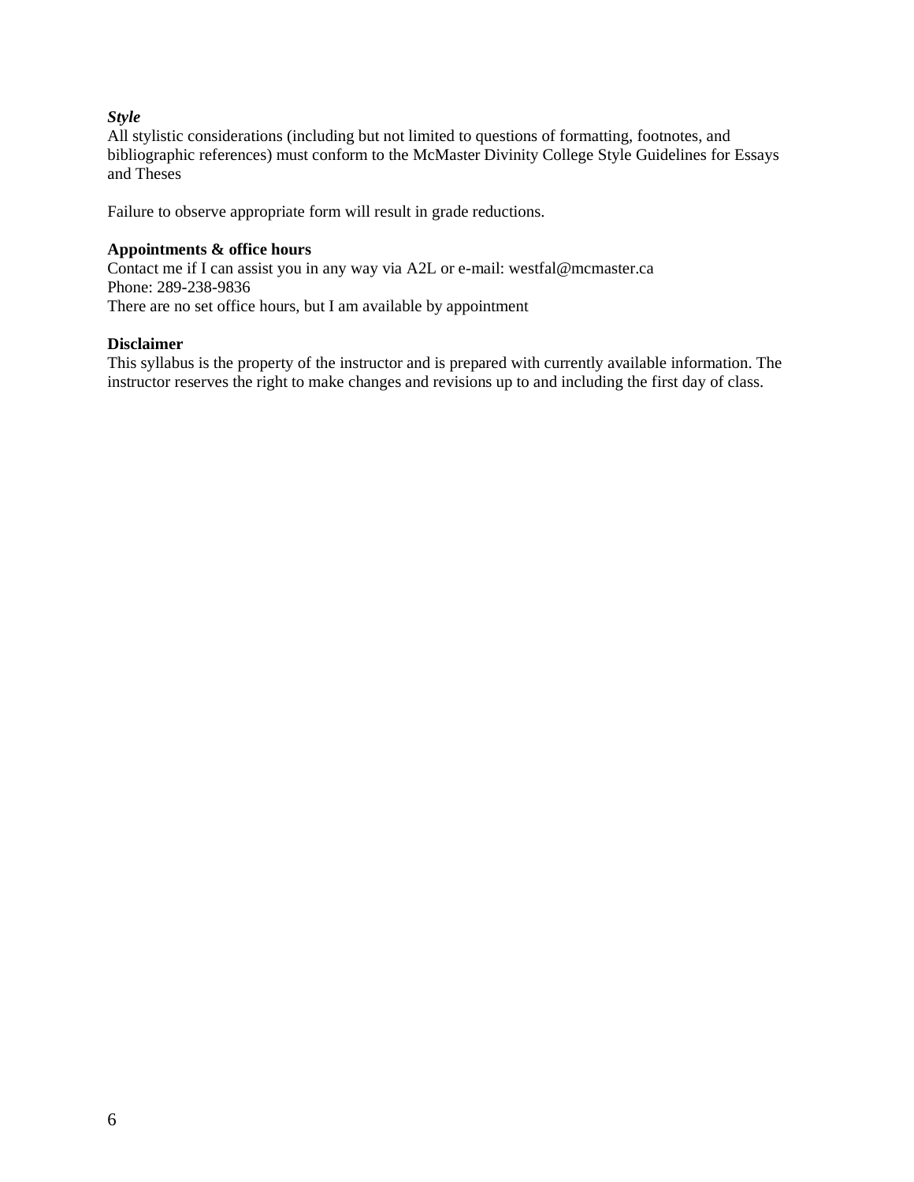***Style***
All stylistic considerations (including but not limited to questions of formatting, footnotes, and bibliographic references) must conform to the McMaster Divinity College Style Guidelines for Essays and Theses

Failure to observe appropriate form will result in grade reductions.

**Appointments & office hours**
Contact me if I can assist you in any way via A2L or e-mail: westfal@mcmaster.ca
Phone: 289-238-9836
There are no set office hours, but I am available by appointment

**Disclaimer**
This syllabus is the property of the instructor and is prepared with currently available information. The instructor reserves the right to make changes and revisions up to and including the first day of class.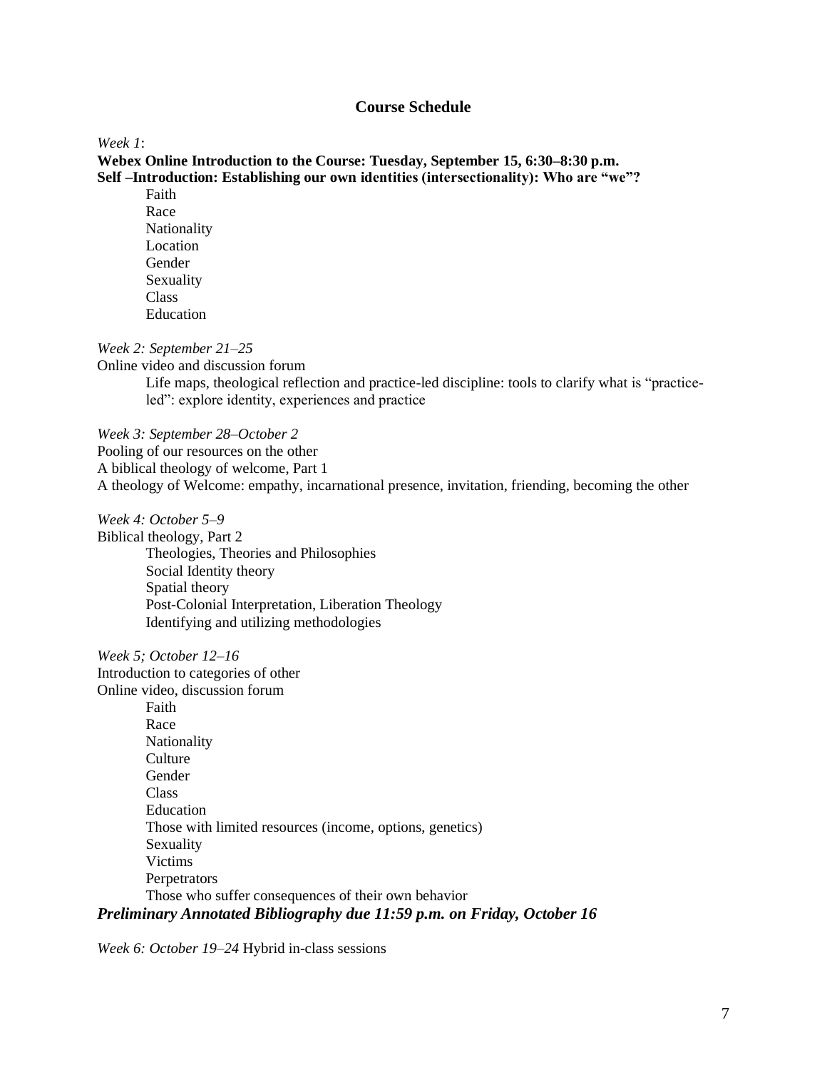## Course Schedule

*Week 1*:

**Webex Online Introduction to the Course: Tuesday, September 15, 6:30–8:30 p.m.**

**Self –Introduction: Establishing our own identities (intersectionality): Who are "we"?**

- Faith
- Race
- Nationality
- Location
- Gender
- Sexuality
- Class
- Education

*Week 2: September 21–25*

Online video and discussion forum

- Life maps, theological reflection and practice-led discipline: tools to clarify what is "practice-led": explore identity, experiences and practice

*Week 3: September 28–October 2*

Pooling of our resources on the other

A biblical theology of welcome, Part 1

A theology of Welcome: empathy, incarnational presence, invitation, friending, becoming the other

*Week 4: October 5–9*

Biblical theology, Part 2

- Theologies, Theories and Philosophies
- Social Identity theory
- Spatial theory
- Post-Colonial Interpretation, Liberation Theology
- Identifying and utilizing methodologies

*Week 5; October 12–16*

Introduction to categories of other

Online video, discussion forum

- Faith
- Race
- Nationality
- Culture
- Gender
- Class
- Education
- Those with limited resources (income, options, genetics)
- Sexuality
- Victims
- Perpetrators
- Those who suffer consequences of their own behavior

***Preliminary Annotated Bibliography due 11:59 p.m. on Friday, October 16***

*Week 6: October 19–24* Hybrid in-class sessions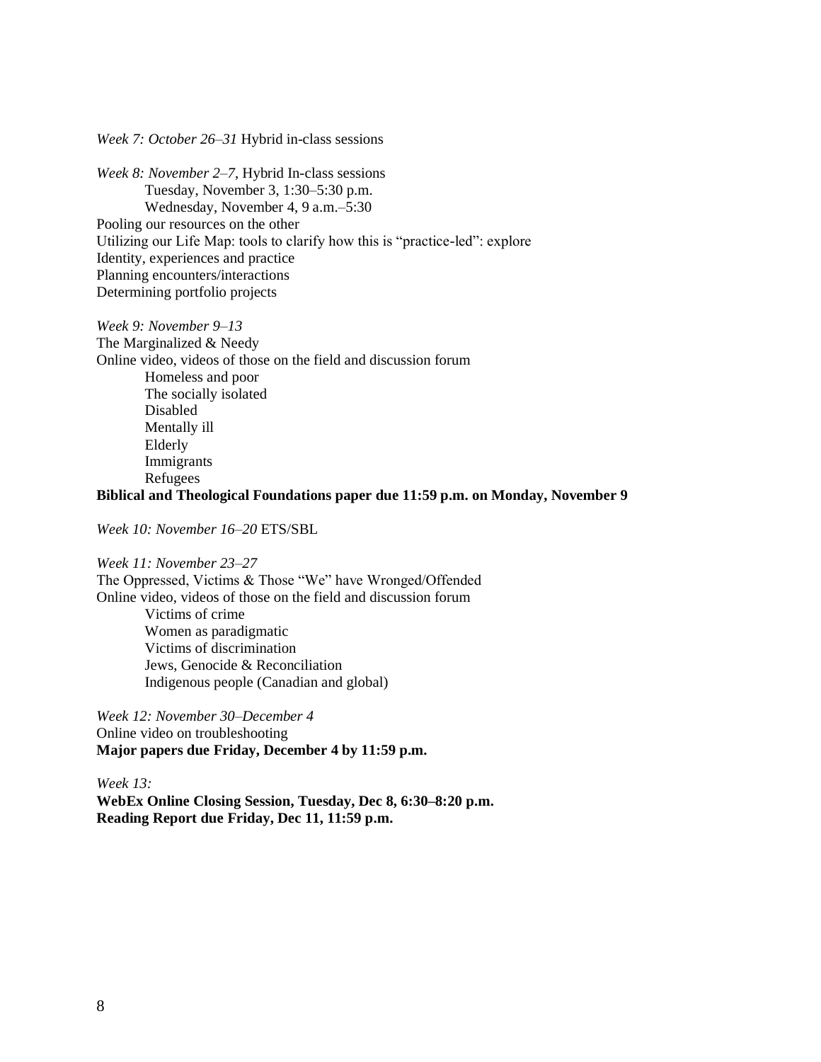*Week 7: October 26–31* Hybrid in-class sessions

*Week 8: November 2–7*, Hybrid In-class sessions

- Tuesday, November 3, 1:30–5:30 p.m.
- Wednesday, November 4, 9 a.m.–5:30

Pooling our resources on the other
Utilizing our Life Map: tools to clarify how this is "practice-led": explore
Identity, experiences and practice
Planning encounters/interactions
Determining portfolio projects

*Week 9: November 9–13*
The Marginalized & Needy
Online video, videos of those on the field and discussion forum

- Homeless and poor
- The socially isolated
- Disabled
- Mentally ill
- Elderly
- Immigrants
- Refugees

**Biblical and Theological Foundations paper due 11:59 p.m. on Monday, November 9**

*Week 10: November 16–20* ETS/SBL

*Week 11: November 23–27*
The Oppressed, Victims & Those "We" have Wronged/Offended
Online video, videos of those on the field and discussion forum

- Victims of crime
- Women as paradigmatic
- Victims of discrimination
- Jews, Genocide & Reconciliation
- Indigenous people (Canadian and global)

*Week 12: November 30–December 4*
Online video on troubleshooting
**Major papers due Friday, December 4 by 11:59 p.m.**

*Week 13:*
**WebEx Online Closing Session, Tuesday, Dec 8, 6:30–8:20 p.m.**
**Reading Report due Friday, Dec 11, 11:59 p.m.**